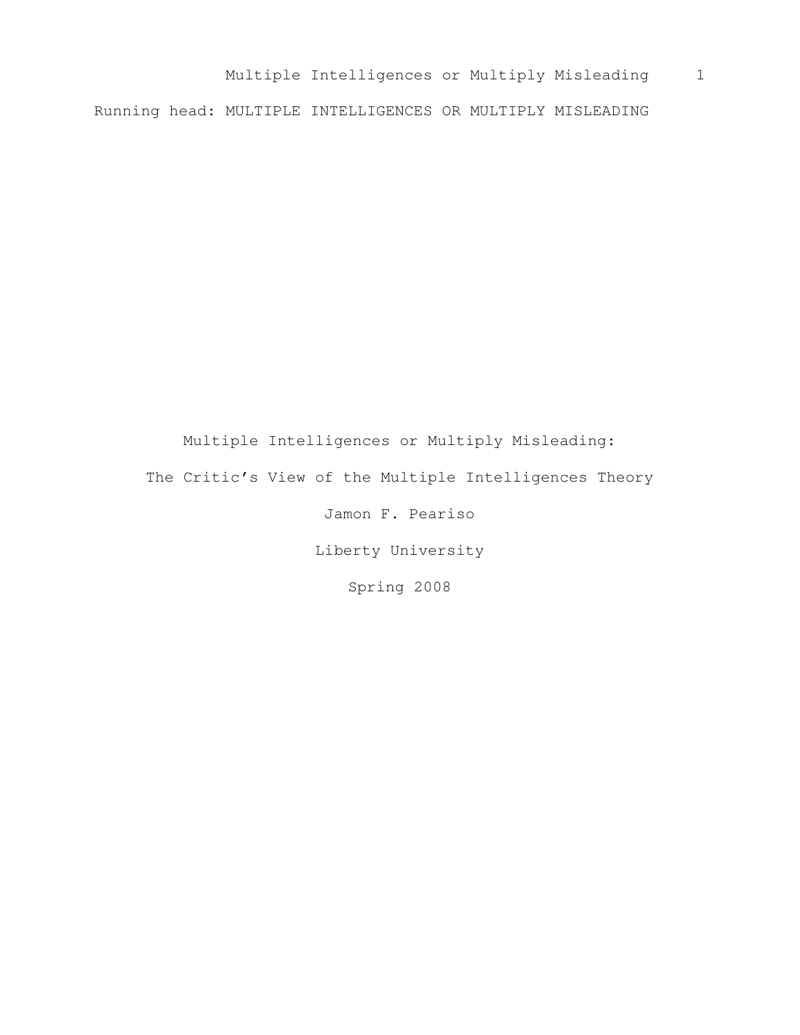# Multiple Intelligences or Multiply Misleading:

## The Critic's View of the Multiple Intelligences Theory

Jamon F. Peariso

Liberty University

Spring 2008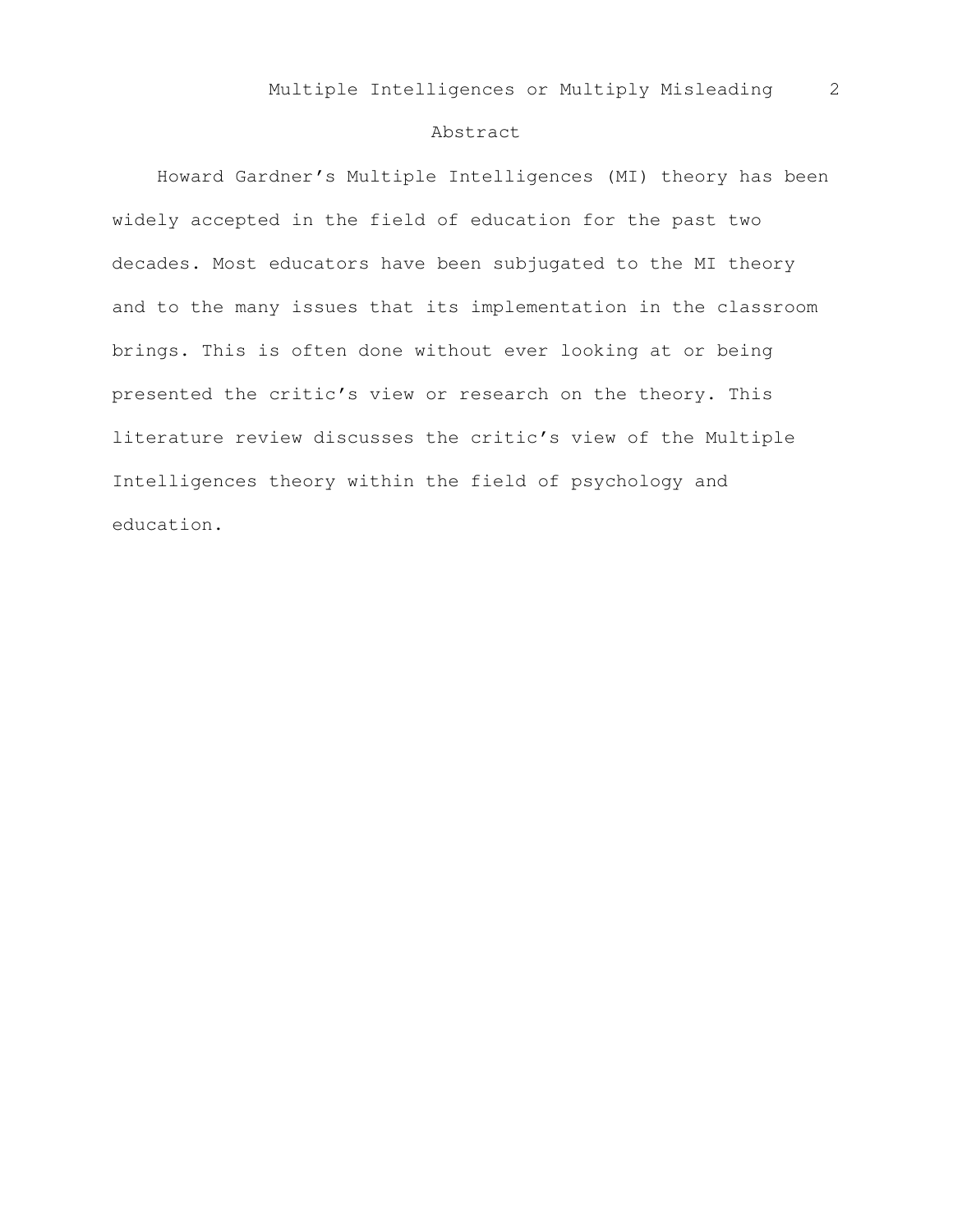# Abstract

Howard Gardner's Multiple Intelligences (MI) theory has been widely accepted in the field of education for the past two decades. Most educators have been subjugated to the MI theory and to the many issues that its implementation in the classroom brings. This is often done without ever looking at or being presented the critic's view or research on the theory. This literature review discusses the critic's view of the Multiple Intelligences theory within the field of psychology and education.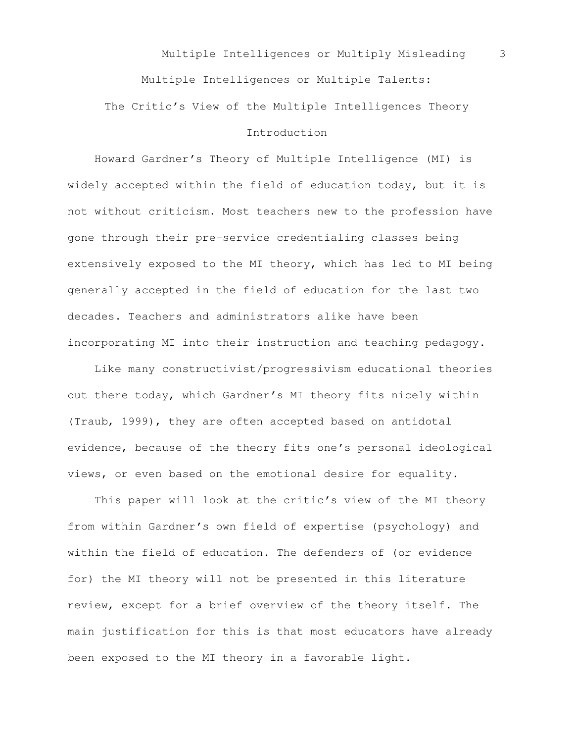# Multiple Intelligences or Multiple Talents:

# The Critic's View of the Multiple Intelligences Theory

## Introduction

Howard Gardner's Theory of Multiple Intelligence (MI) is widely accepted within the field of education today, but it is not without criticism. Most teachers new to the profession have gone through their pre-service credentialing classes being extensively exposed to the MI theory, which has led to MI being generally accepted in the field of education for the last two decades. Teachers and administrators alike have been incorporating MI into their instruction and teaching pedagogy.

Like many constructivist/progressivism educational theories out there today, which Gardner's MI theory fits nicely within (Traub, 1999), they are often accepted based on antidotal evidence, because of the theory fits one's personal ideological views, or even based on the emotional desire for equality.

This paper will look at the critic's view of the MI theory from within Gardner's own field of expertise (psychology) and within the field of education. The defenders of (or evidence for) the MI theory will not be presented in this literature review, except for a brief overview of the theory itself. The main justification for this is that most educators have already been exposed to the MI theory in a favorable light.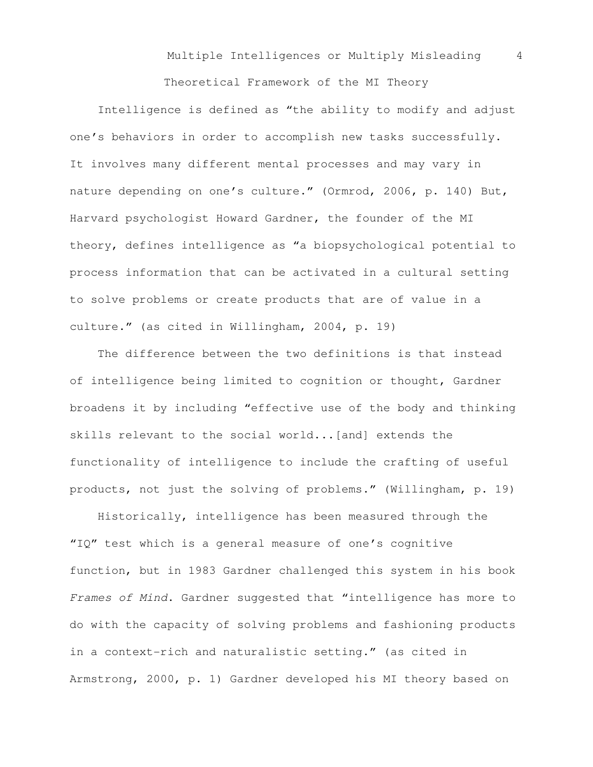## Theoretical Framework of the MI Theory

Intelligence is defined as "the ability to modify and adjust one's behaviors in order to accomplish new tasks successfully. It involves many different mental processes and may vary in nature depending on one's culture." (Ormrod, 2006, p. 140) But, Harvard psychologist Howard Gardner, the founder of the MI theory, defines intelligence as "a biopsychological potential to process information that can be activated in a cultural setting to solve problems or create products that are of value in a culture." (as cited in Willingham, 2004, p. 19)

The difference between the two definitions is that instead of intelligence being limited to cognition or thought, Gardner broadens it by including "effective use of the body and thinking skills relevant to the social world...[and] extends the functionality of intelligence to include the crafting of useful products, not just the solving of problems." (Willingham, p. 19)

Historically, intelligence has been measured through the "IQ" test which is a general measure of one's cognitive function, but in 1983 Gardner challenged this system in his book *Frames of Mind*. Gardner suggested that "intelligence has more to do with the capacity of solving problems and fashioning products in a context-rich and naturalistic setting." (as cited in Armstrong, 2000, p. 1) Gardner developed his MI theory based on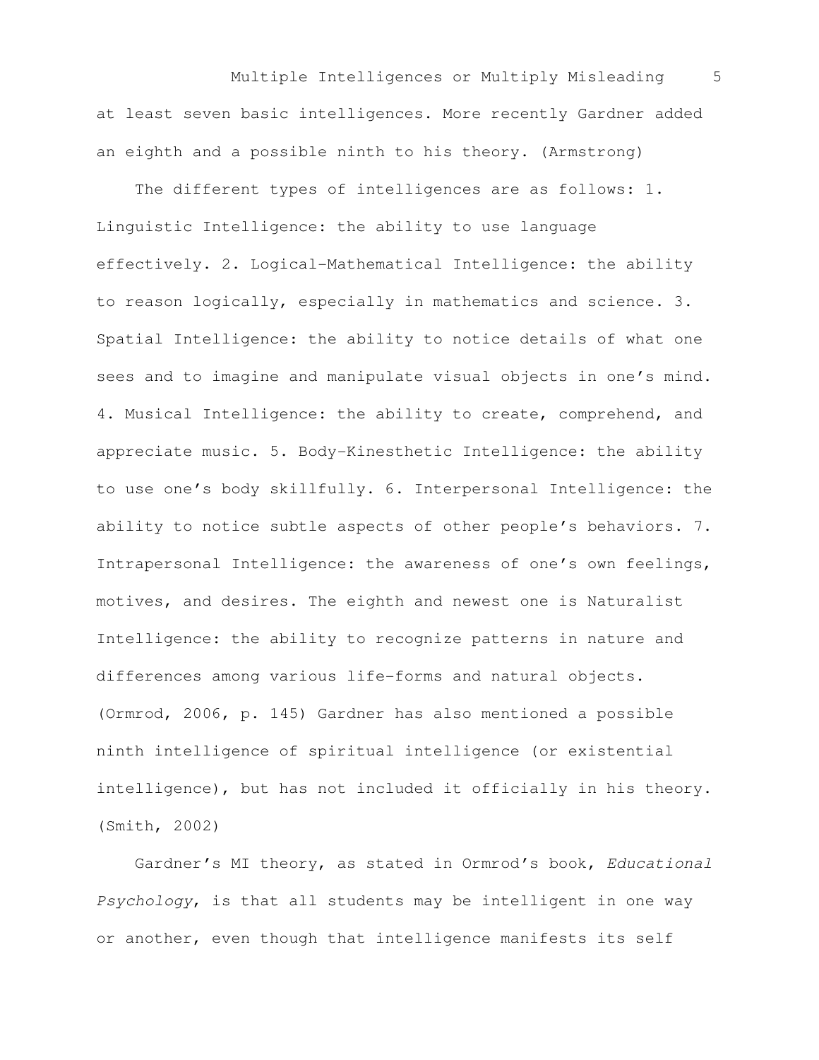at least seven basic intelligences. More recently Gardner added an eighth and a possible ninth to his theory. (Armstrong)

The different types of intelligences are as follows: 1. Linguistic Intelligence: the ability to use language effectively. 2. Logical-Mathematical Intelligence: the ability to reason logically, especially in mathematics and science. 3. Spatial Intelligence: the ability to notice details of what one sees and to imagine and manipulate visual objects in one's mind. 4. Musical Intelligence: the ability to create, comprehend, and appreciate music. 5. Body-Kinesthetic Intelligence: the ability to use one's body skillfully. 6. Interpersonal Intelligence: the ability to notice subtle aspects of other people's behaviors. 7. Intrapersonal Intelligence: the awareness of one's own feelings, motives, and desires. The eighth and newest one is Naturalist Intelligence: the ability to recognize patterns in nature and differences among various life-forms and natural objects. (Ormrod, 2006, p. 145) Gardner has also mentioned a possible ninth intelligence of spiritual intelligence (or existential intelligence), but has not included it officially in his theory. (Smith, 2002)

Gardner's MI theory, as stated in Ormrod's book, *Educational Psychology*, is that all students may be intelligent in one way or another, even though that intelligence manifests its self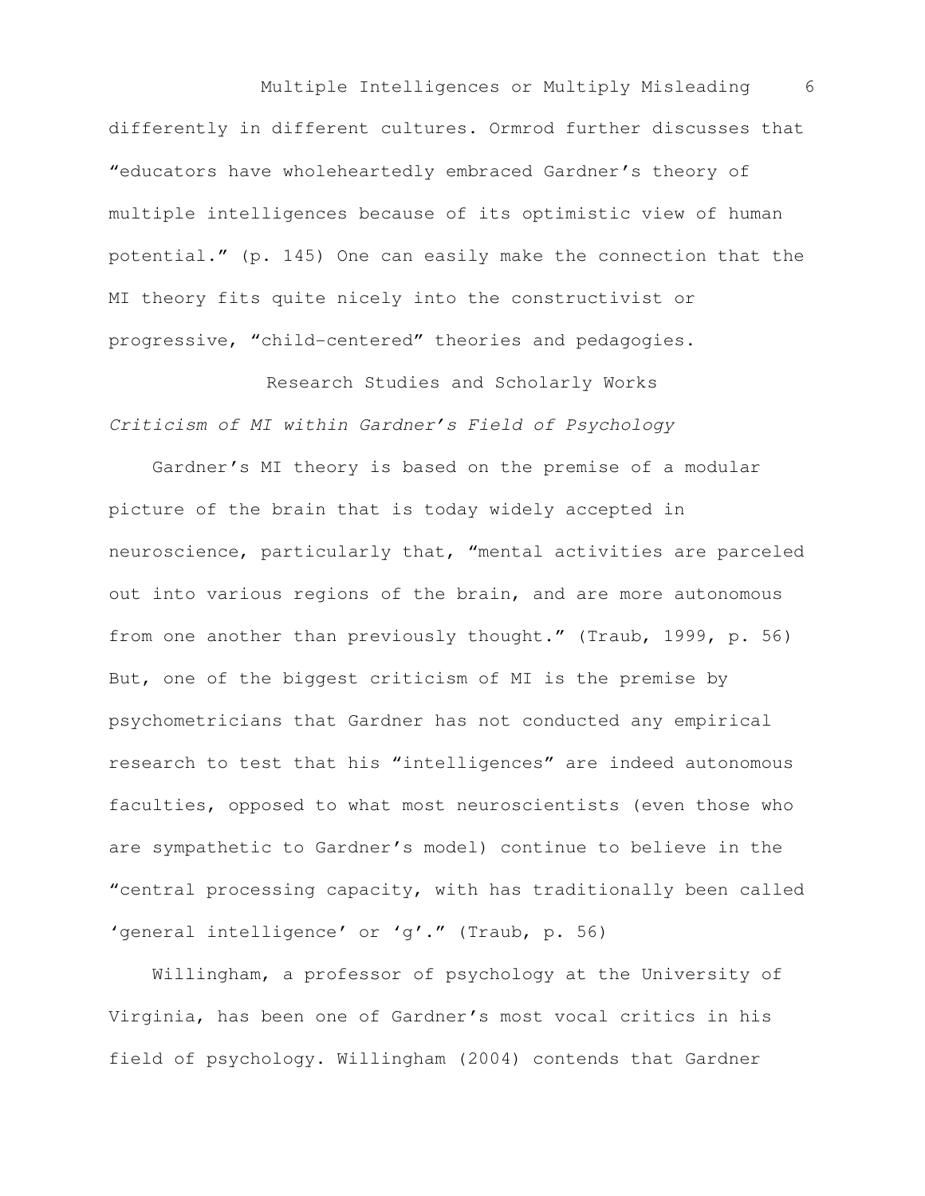differently in different cultures. Ormrod further discusses that "educators have wholeheartedly embraced Gardner's theory of multiple intelligences because of its optimistic view of human potential." (p. 145) One can easily make the connection that the MI theory fits quite nicely into the constructivist or progressive, "child-centered" theories and pedagogies.

## Research Studies and Scholarly Works

### *Criticism of MI within Gardner's Field of Psychology*

Gardner's MI theory is based on the premise of a modular picture of the brain that is today widely accepted in neuroscience, particularly that, "mental activities are parceled out into various regions of the brain, and are more autonomous from one another than previously thought." (Traub, 1999, p. 56) But, one of the biggest criticism of MI is the premise by psychometricians that Gardner has not conducted any empirical research to test that his "intelligences" are indeed autonomous faculties, opposed to what most neuroscientists (even those who are sympathetic to Gardner's model) continue to believe in the "central processing capacity, with has traditionally been called 'general intelligence' or 'g'." (Traub, p. 56)

Willingham, a professor of psychology at the University of Virginia, has been one of Gardner's most vocal critics in his field of psychology. Willingham (2004) contends that Gardner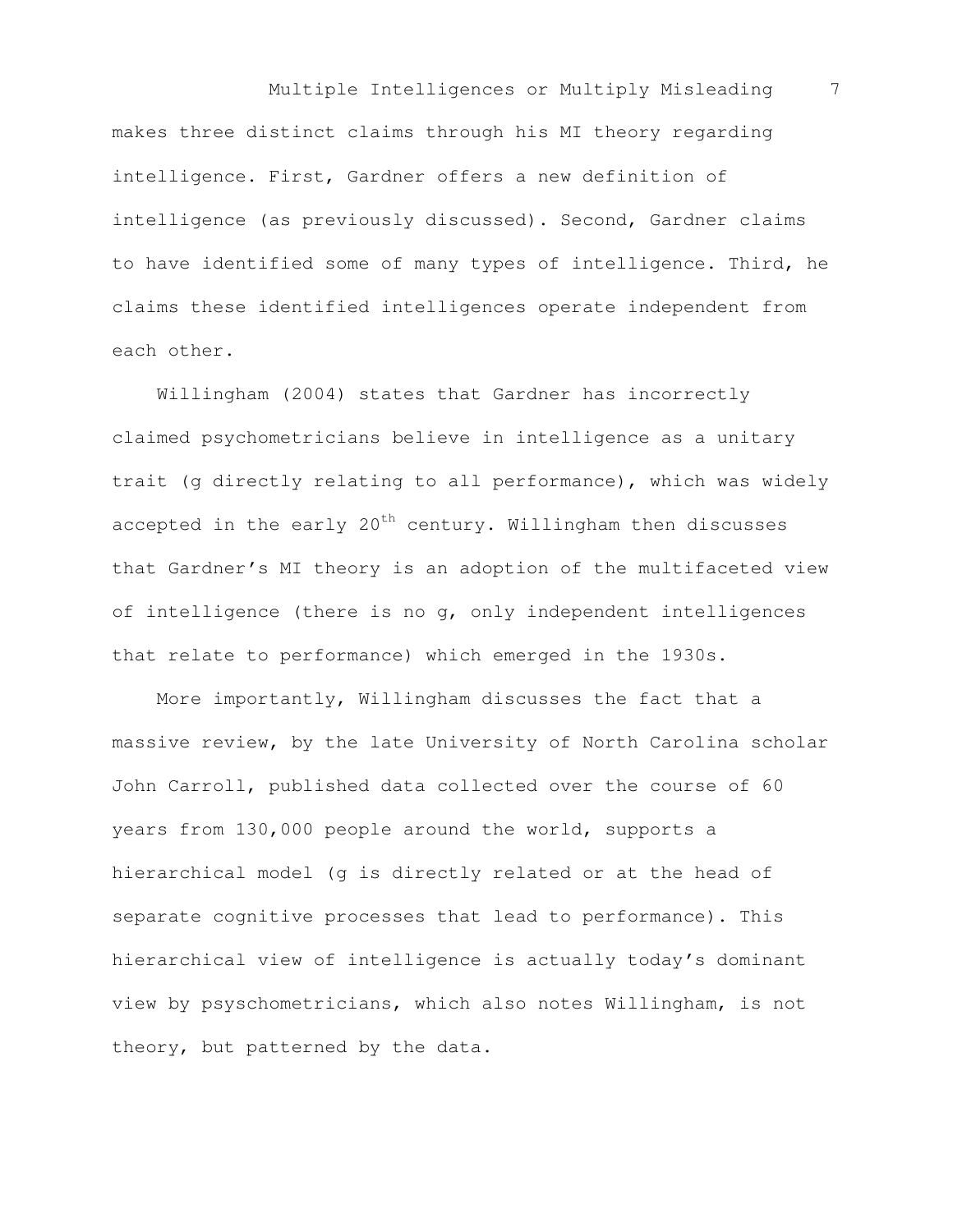makes three distinct claims through his MI theory regarding intelligence. First, Gardner offers a new definition of intelligence (as previously discussed). Second, Gardner claims to have identified some of many types of intelligence. Third, he claims these identified intelligences operate independent from each other.

Willingham (2004) states that Gardner has incorrectly claimed psychometricians believe in intelligence as a unitary trait (g directly relating to all performance), which was widely accepted in the early 20th century. Willingham then discusses that Gardner's MI theory is an adoption of the multifaceted view of intelligence (there is no g, only independent intelligences that relate to performance) which emerged in the 1930s.

More importantly, Willingham discusses the fact that a massive review, by the late University of North Carolina scholar John Carroll, published data collected over the course of 60 years from 130,000 people around the world, supports a hierarchical model (g is directly related or at the head of separate cognitive processes that lead to performance). This hierarchical view of intelligence is actually today's dominant view by psyschometricians, which also notes Willingham, is not theory, but patterned by the data.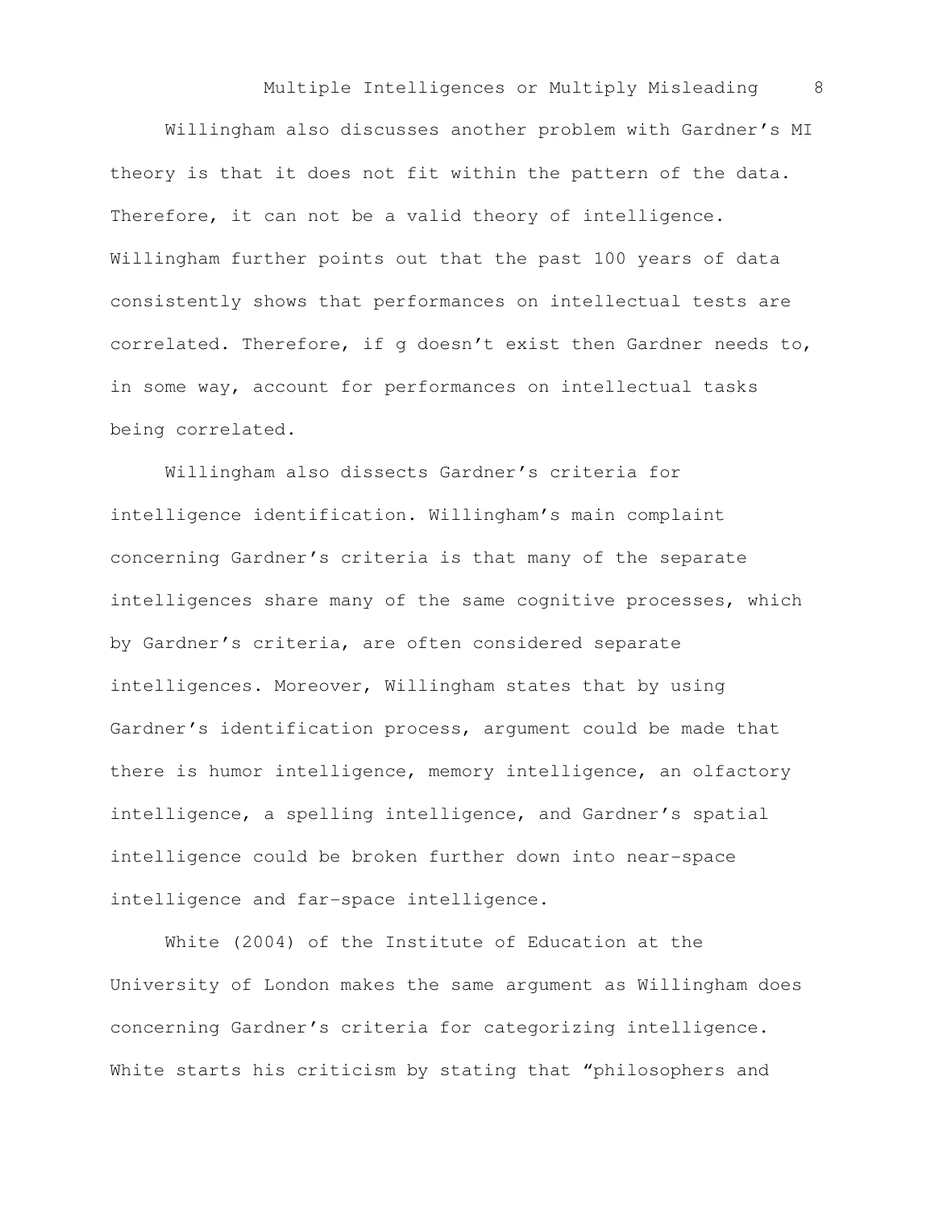Willingham also discusses another problem with Gardner's MI theory is that it does not fit within the pattern of the data. Therefore, it can not be a valid theory of intelligence. Willingham further points out that the past 100 years of data consistently shows that performances on intellectual tests are correlated. Therefore, if g doesn't exist then Gardner needs to, in some way, account for performances on intellectual tasks being correlated.

Willingham also dissects Gardner's criteria for intelligence identification. Willingham's main complaint concerning Gardner's criteria is that many of the separate intelligences share many of the same cognitive processes, which by Gardner's criteria, are often considered separate intelligences. Moreover, Willingham states that by using Gardner's identification process, argument could be made that there is humor intelligence, memory intelligence, an olfactory intelligence, a spelling intelligence, and Gardner's spatial intelligence could be broken further down into near-space intelligence and far-space intelligence.

White (2004) of the Institute of Education at the University of London makes the same argument as Willingham does concerning Gardner's criteria for categorizing intelligence. White starts his criticism by stating that "philosophers and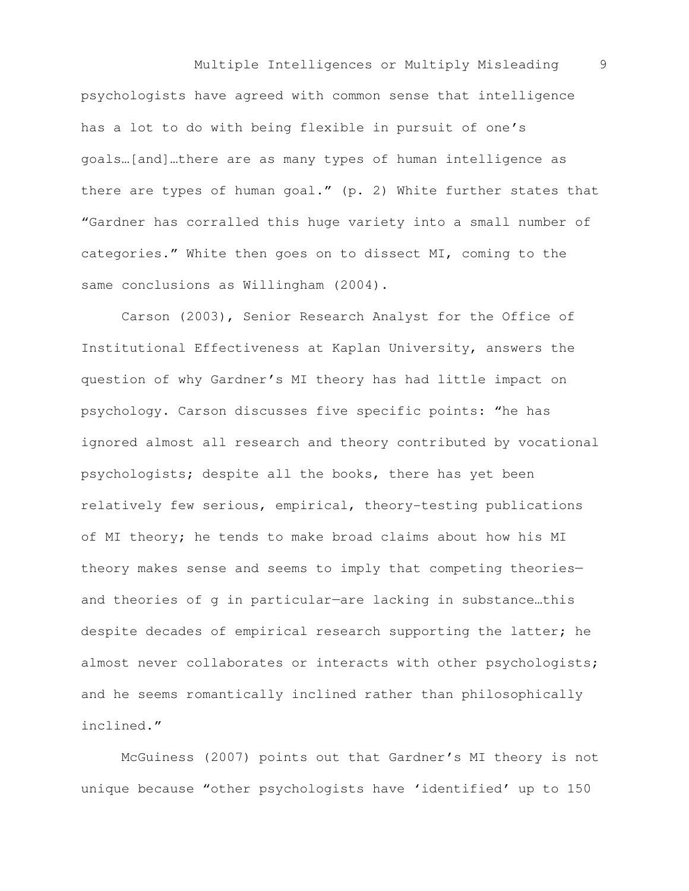psychologists have agreed with common sense that intelligence has a lot to do with being flexible in pursuit of one's goals…[and]…there are as many types of human intelligence as there are types of human goal." (p. 2) White further states that "Gardner has corralled this huge variety into a small number of categories." White then goes on to dissect MI, coming to the same conclusions as Willingham (2004).

Carson (2003), Senior Research Analyst for the Office of Institutional Effectiveness at Kaplan University, answers the question of why Gardner's MI theory has had little impact on psychology. Carson discusses five specific points: "he has ignored almost all research and theory contributed by vocational psychologists; despite all the books, there has yet been relatively few serious, empirical, theory-testing publications of MI theory; he tends to make broad claims about how his MI theory makes sense and seems to imply that competing theories—and theories of g in particular—are lacking in substance…this despite decades of empirical research supporting the latter; he almost never collaborates or interacts with other psychologists; and he seems romantically inclined rather than philosophically inclined."

McGuiness (2007) points out that Gardner's MI theory is not unique because "other psychologists have 'identified' up to 150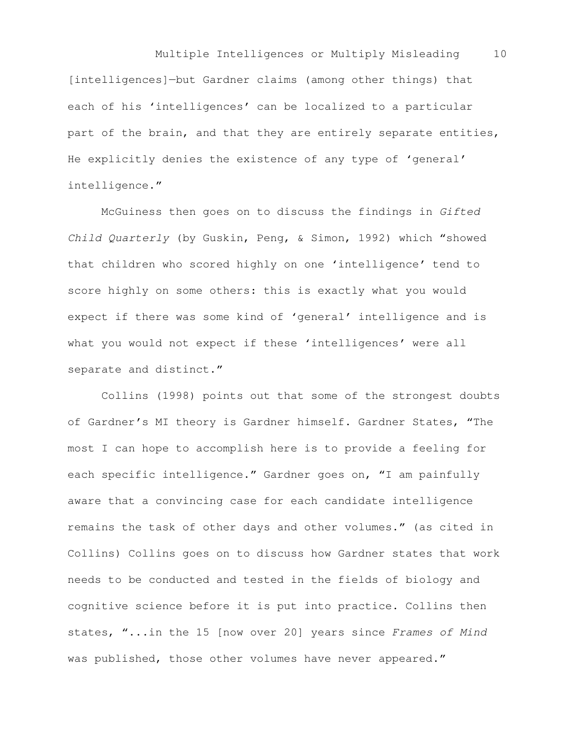[intelligences]—but Gardner claims (among other things) that each of his 'intelligences' can be localized to a particular part of the brain, and that they are entirely separate entities, He explicitly denies the existence of any type of 'general' intelligence."

McGuiness then goes on to discuss the findings in *Gifted Child Quarterly* (by Guskin, Peng, & Simon, 1992) which "showed that children who scored highly on one 'intelligence' tend to score highly on some others: this is exactly what you would expect if there was some kind of 'general' intelligence and is what you would not expect if these 'intelligences' were all separate and distinct."

Collins (1998) points out that some of the strongest doubts of Gardner's MI theory is Gardner himself. Gardner States, "The most I can hope to accomplish here is to provide a feeling for each specific intelligence." Gardner goes on, "I am painfully aware that a convincing case for each candidate intelligence remains the task of other days and other volumes." (as cited in Collins) Collins goes on to discuss how Gardner states that work needs to be conducted and tested in the fields of biology and cognitive science before it is put into practice. Collins then states, "...in the 15 [now over 20] years since *Frames of Mind* was published, those other volumes have never appeared."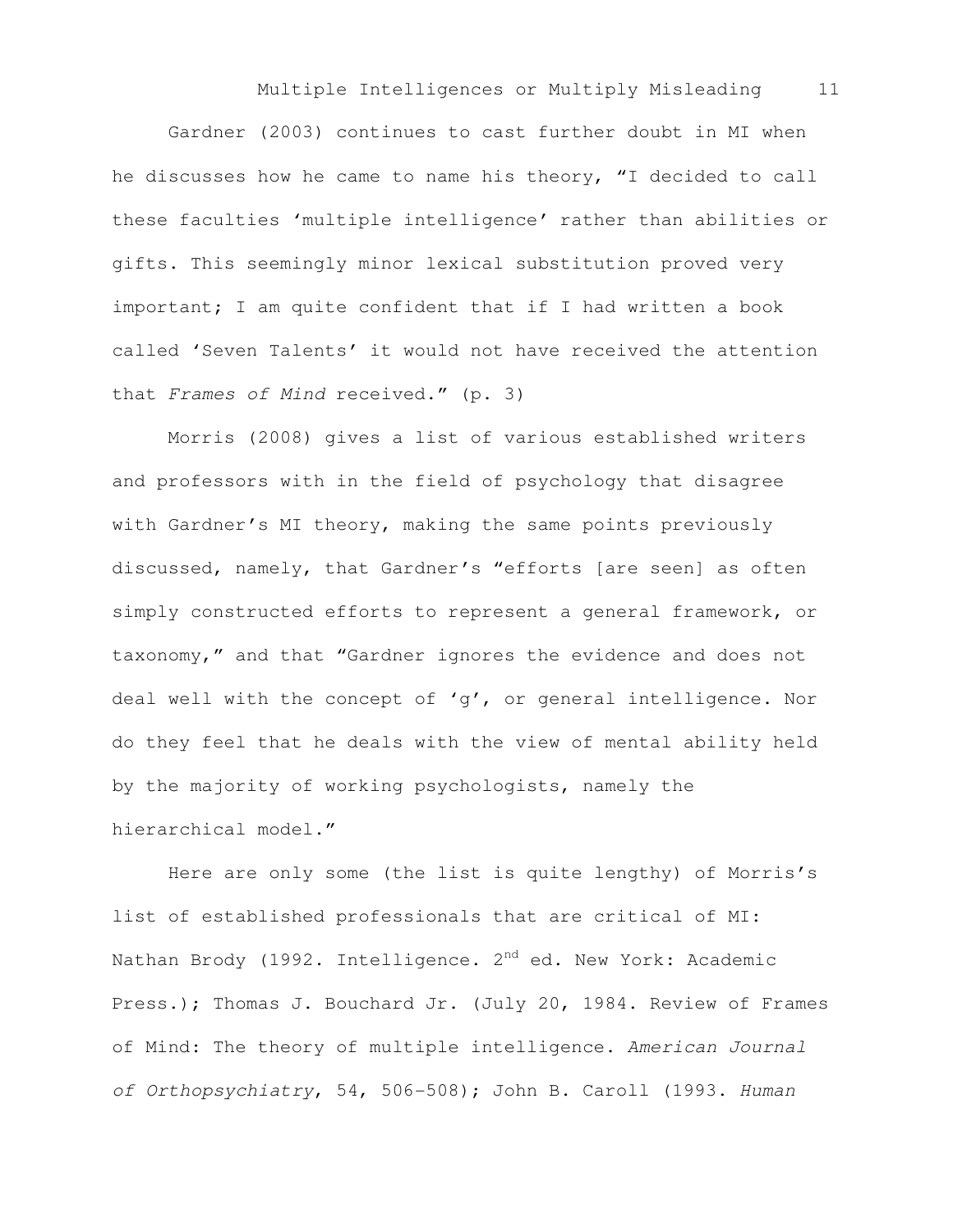Gardner (2003) continues to cast further doubt in MI when he discusses how he came to name his theory, “I decided to call these faculties ‘multiple intelligence’ rather than abilities or gifts. This seemingly minor lexical substitution proved very important; I am quite confident that if I had written a book called ‘Seven Talents’ it would not have received the attention that *Frames of Mind* received.” (p. 3)

Morris (2008) gives a list of various established writers and professors with in the field of psychology that disagree with Gardner’s MI theory, making the same points previously discussed, namely, that Gardner’s “efforts [are seen] as often simply constructed efforts to represent a general framework, or taxonomy,” and that “Gardner ignores the evidence and does not deal well with the concept of ‘g’, or general intelligence. Nor do they feel that he deals with the view of mental ability held by the majority of working psychologists, namely the hierarchical model.”

Here are only some (the list is quite lengthy) of Morris’s list of established professionals that are critical of MI: Nathan Brody (1992. Intelligence. 2nd ed. New York: Academic Press.); Thomas J. Bouchard Jr. (July 20, 1984. Review of Frames of Mind: The theory of multiple intelligence. *American Journal of Orthopsychiatry*, 54, 506-508); John B. Caroll (1993. *Human*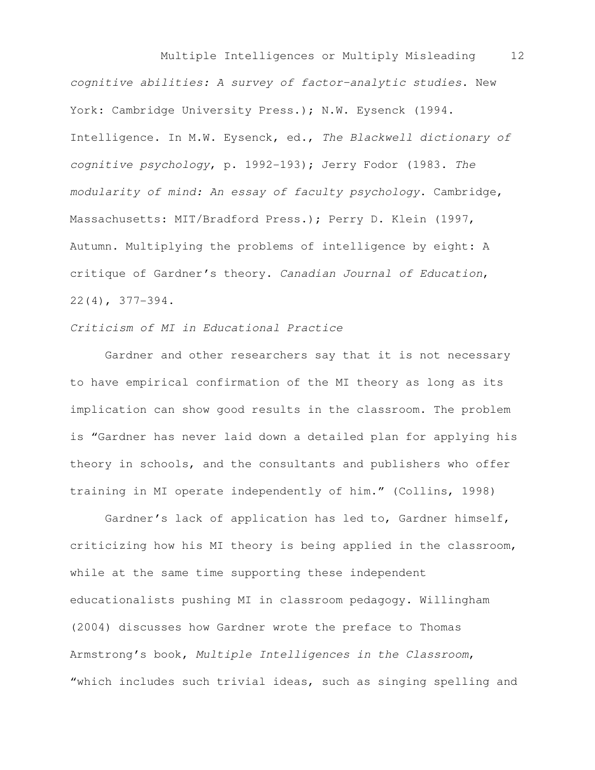*cognitive abilities: A survey of factor-analytic studies*. New York: Cambridge University Press.); N.W. Eysenck (1994. Intelligence. In M.W. Eysenck, ed., *The Blackwell dictionary of cognitive psychology*, p. 1992-193); Jerry Fodor (1983. *The modularity of mind: An essay of faculty psychology*. Cambridge, Massachusetts: MIT/Bradford Press.); Perry D. Klein (1997, Autumn. Multiplying the problems of intelligence by eight: A critique of Gardner's theory. *Canadian Journal of Education*, 22(4), 377-394.

*Criticism of MI in Educational Practice*

Gardner and other researchers say that it is not necessary to have empirical confirmation of the MI theory as long as its implication can show good results in the classroom. The problem is "Gardner has never laid down a detailed plan for applying his theory in schools, and the consultants and publishers who offer training in MI operate independently of him." (Collins, 1998)

Gardner's lack of application has led to, Gardner himself, criticizing how his MI theory is being applied in the classroom, while at the same time supporting these independent educationalists pushing MI in classroom pedagogy. Willingham (2004) discusses how Gardner wrote the preface to Thomas Armstrong's book, *Multiple Intelligences in the Classroom*, "which includes such trivial ideas, such as singing spelling and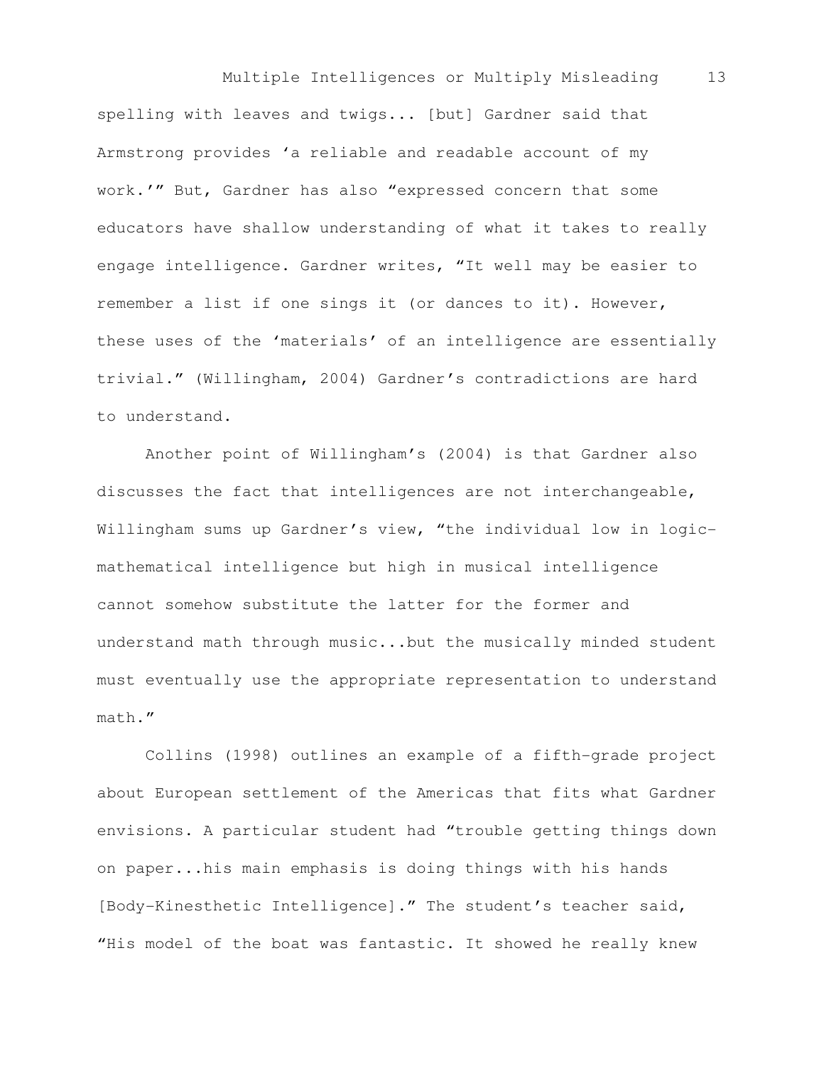spelling with leaves and twigs... [but] Gardner said that Armstrong provides 'a reliable and readable account of my work.'" But, Gardner has also "expressed concern that some educators have shallow understanding of what it takes to really engage intelligence. Gardner writes, "It well may be easier to remember a list if one sings it (or dances to it). However, these uses of the 'materials' of an intelligence are essentially trivial." (Willingham, 2004) Gardner's contradictions are hard to understand.

Another point of Willingham's (2004) is that Gardner also discusses the fact that intelligences are not interchangeable, Willingham sums up Gardner's view, "the individual low in logic-mathematical intelligence but high in musical intelligence cannot somehow substitute the latter for the former and understand math through music...but the musically minded student must eventually use the appropriate representation to understand math."

Collins (1998) outlines an example of a fifth-grade project about European settlement of the Americas that fits what Gardner envisions. A particular student had "trouble getting things down on paper...his main emphasis is doing things with his hands [Body-Kinesthetic Intelligence]." The student's teacher said, "His model of the boat was fantastic. It showed he really knew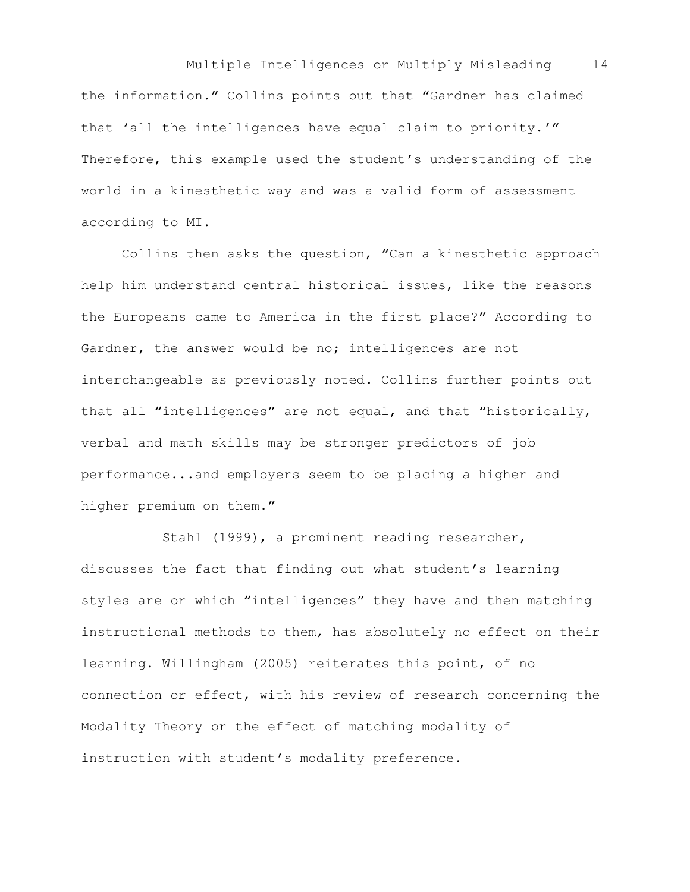the information." Collins points out that "Gardner has claimed that 'all the intelligences have equal claim to priority.'" Therefore, this example used the student's understanding of the world in a kinesthetic way and was a valid form of assessment according to MI.

Collins then asks the question, "Can a kinesthetic approach help him understand central historical issues, like the reasons the Europeans came to America in the first place?" According to Gardner, the answer would be no; intelligences are not interchangeable as previously noted. Collins further points out that all "intelligences" are not equal, and that "historically, verbal and math skills may be stronger predictors of job performance...and employers seem to be placing a higher and higher premium on them."

Stahl (1999), a prominent reading researcher, discusses the fact that finding out what student's learning styles are or which "intelligences" they have and then matching instructional methods to them, has absolutely no effect on their learning. Willingham (2005) reiterates this point, of no connection or effect, with his review of research concerning the Modality Theory or the effect of matching modality of instruction with student's modality preference.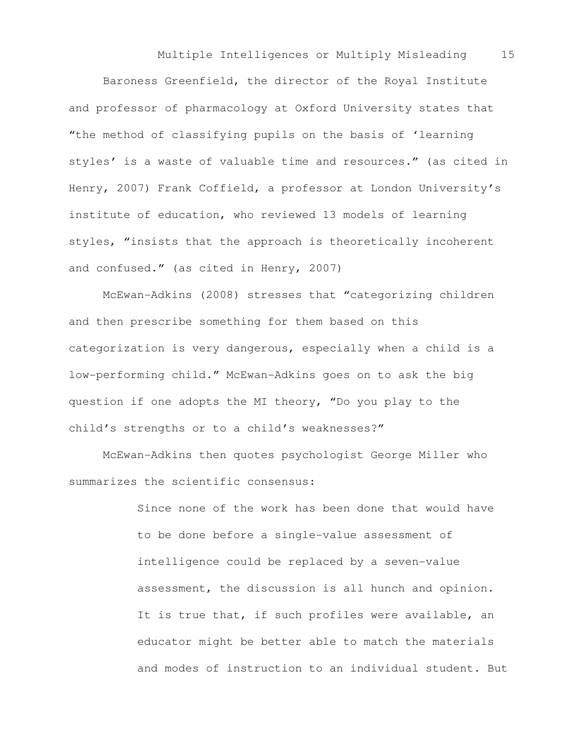Baroness Greenfield, the director of the Royal Institute and professor of pharmacology at Oxford University states that “the method of classifying pupils on the basis of ‘learning styles’ is a waste of valuable time and resources.” (as cited in Henry, 2007) Frank Coffield, a professor at London University’s institute of education, who reviewed 13 models of learning styles, “insists that the approach is theoretically incoherent and confused.” (as cited in Henry, 2007)

McEwan-Adkins (2008) stresses that “categorizing children and then prescribe something for them based on this categorization is very dangerous, especially when a child is a low-performing child.” McEwan-Adkins goes on to ask the big question if one adopts the MI theory, “Do you play to the child’s strengths or to a child’s weaknesses?”

McEwan-Adkins then quotes psychologist George Miller who summarizes the scientific consensus:

> Since none of the work has been done that would have to be done before a single-value assessment of intelligence could be replaced by a seven-value assessment, the discussion is all hunch and opinion. It is true that, if such profiles were available, an educator might be better able to match the materials and modes of instruction to an individual student. But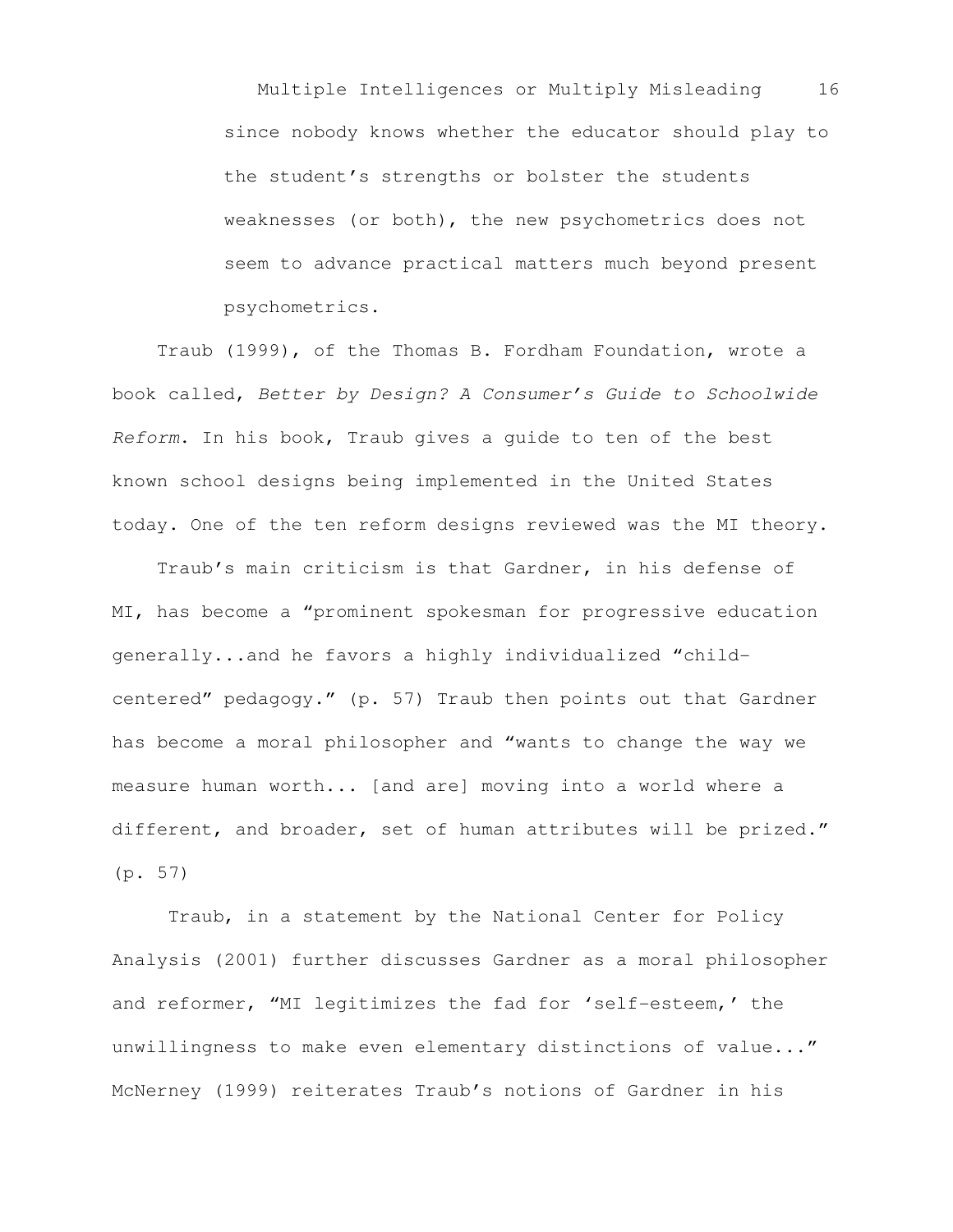since nobody knows whether the educator should play to the student's strengths or bolster the students weaknesses (or both), the new psychometrics does not seem to advance practical matters much beyond present psychometrics.

Traub (1999), of the Thomas B. Fordham Foundation, wrote a book called, *Better by Design? A Consumer's Guide to Schoolwide Reform*. In his book, Traub gives a guide to ten of the best known school designs being implemented in the United States today. One of the ten reform designs reviewed was the MI theory.

Traub's main criticism is that Gardner, in his defense of MI, has become a "prominent spokesman for progressive education generally...and he favors a highly individualized "child-centered" pedagogy." (p. 57) Traub then points out that Gardner has become a moral philosopher and "wants to change the way we measure human worth... [and are] moving into a world where a different, and broader, set of human attributes will be prized." (p. 57)

Traub, in a statement by the National Center for Policy Analysis (2001) further discusses Gardner as a moral philosopher and reformer, "MI legitimizes the fad for 'self-esteem,' the unwillingness to make even elementary distinctions of value..." McNerney (1999) reiterates Traub's notions of Gardner in his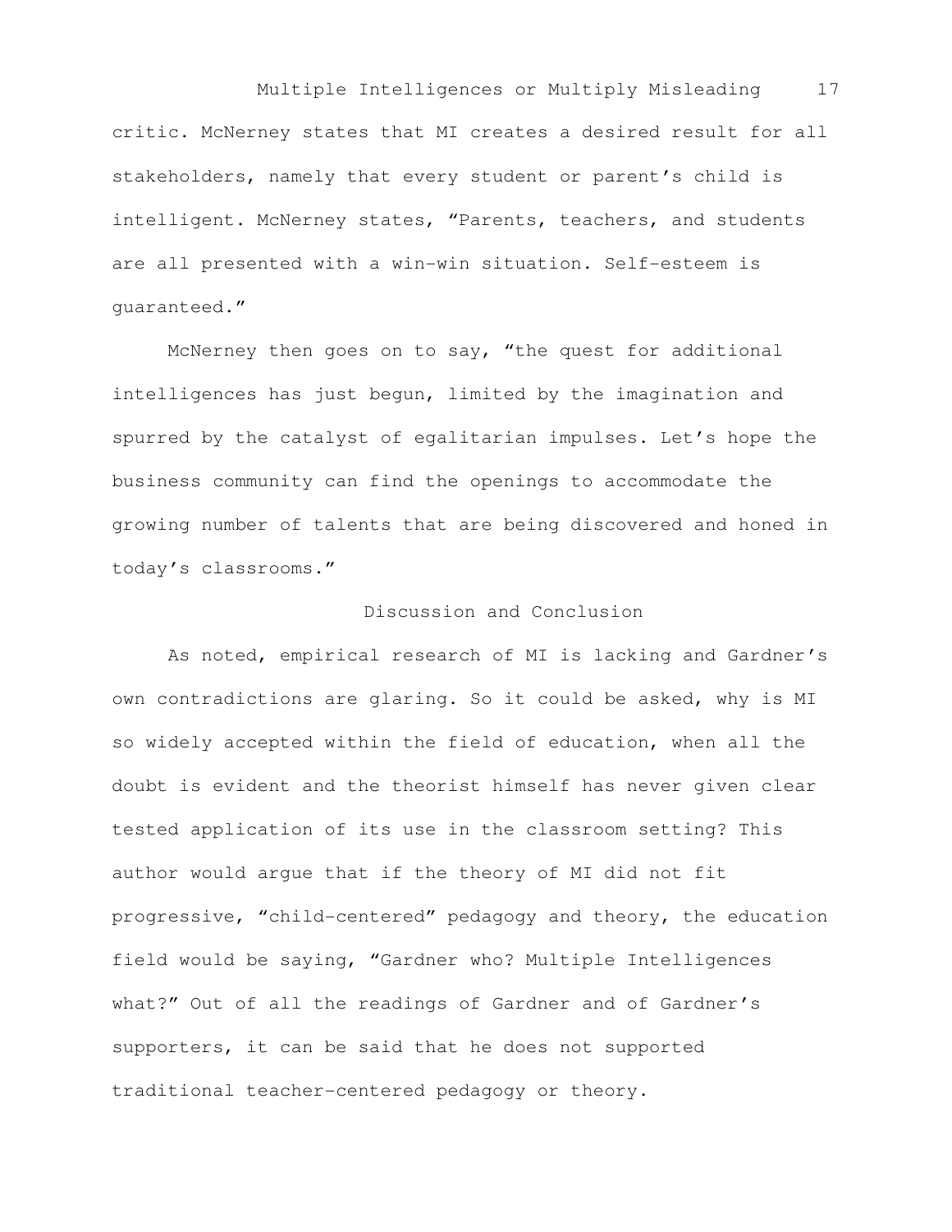critic. McNerney states that MI creates a desired result for all stakeholders, namely that every student or parent's child is intelligent. McNerney states, "Parents, teachers, and students are all presented with a win-win situation. Self-esteem is guaranteed."

McNerney then goes on to say, "the quest for additional intelligences has just begun, limited by the imagination and spurred by the catalyst of egalitarian impulses. Let's hope the business community can find the openings to accommodate the growing number of talents that are being discovered and honed in today's classrooms."

## Discussion and Conclusion

As noted, empirical research of MI is lacking and Gardner's own contradictions are glaring. So it could be asked, why is MI so widely accepted within the field of education, when all the doubt is evident and the theorist himself has never given clear tested application of its use in the classroom setting? This author would argue that if the theory of MI did not fit progressive, "child-centered" pedagogy and theory, the education field would be saying, "Gardner who? Multiple Intelligences what?" Out of all the readings of Gardner and of Gardner's supporters, it can be said that he does not supported traditional teacher-centered pedagogy or theory.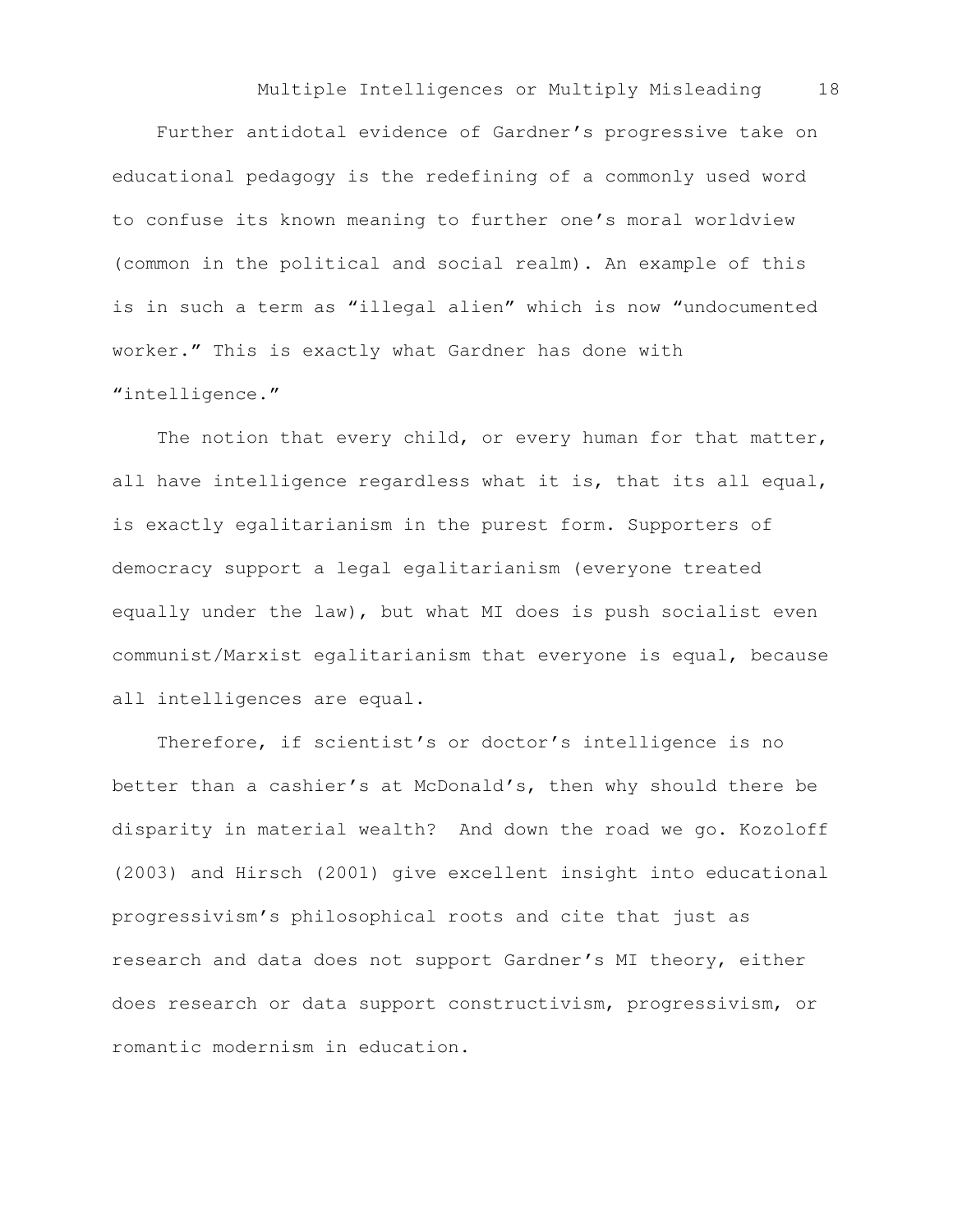Further antidotal evidence of Gardner's progressive take on educational pedagogy is the redefining of a commonly used word to confuse its known meaning to further one's moral worldview (common in the political and social realm). An example of this is in such a term as "illegal alien" which is now "undocumented worker." This is exactly what Gardner has done with "intelligence."

The notion that every child, or every human for that matter, all have intelligence regardless what it is, that its all equal, is exactly egalitarianism in the purest form. Supporters of democracy support a legal egalitarianism (everyone treated equally under the law), but what MI does is push socialist even communist/Marxist egalitarianism that everyone is equal, because all intelligences are equal.

Therefore, if scientist's or doctor's intelligence is no better than a cashier's at McDonald's, then why should there be disparity in material wealth? And down the road we go. Kozoloff (2003) and Hirsch (2001) give excellent insight into educational progressivism's philosophical roots and cite that just as research and data does not support Gardner's MI theory, either does research or data support constructivism, progressivism, or romantic modernism in education.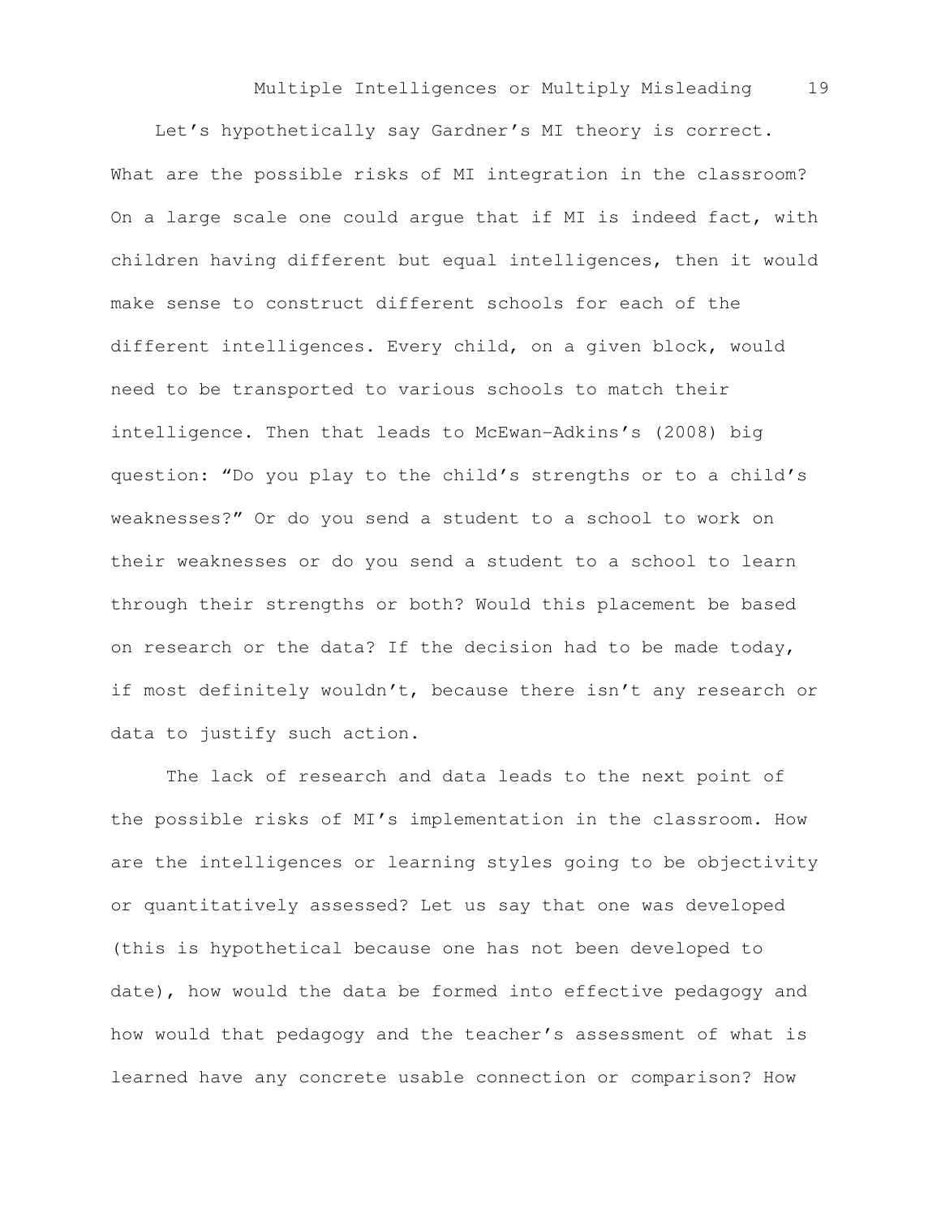Let's hypothetically say Gardner's MI theory is correct. What are the possible risks of MI integration in the classroom? On a large scale one could argue that if MI is indeed fact, with children having different but equal intelligences, then it would make sense to construct different schools for each of the different intelligences. Every child, on a given block, would need to be transported to various schools to match their intelligence. Then that leads to McEwan-Adkins's (2008) big question: "Do you play to the child's strengths or to a child's weaknesses?" Or do you send a student to a school to work on their weaknesses or do you send a student to a school to learn through their strengths or both? Would this placement be based on research or the data? If the decision had to be made today, if most definitely wouldn't, because there isn't any research or data to justify such action.

The lack of research and data leads to the next point of the possible risks of MI's implementation in the classroom. How are the intelligences or learning styles going to be objectivity or quantitatively assessed? Let us say that one was developed (this is hypothetical because one has not been developed to date), how would the data be formed into effective pedagogy and how would that pedagogy and the teacher's assessment of what is learned have any concrete usable connection or comparison? How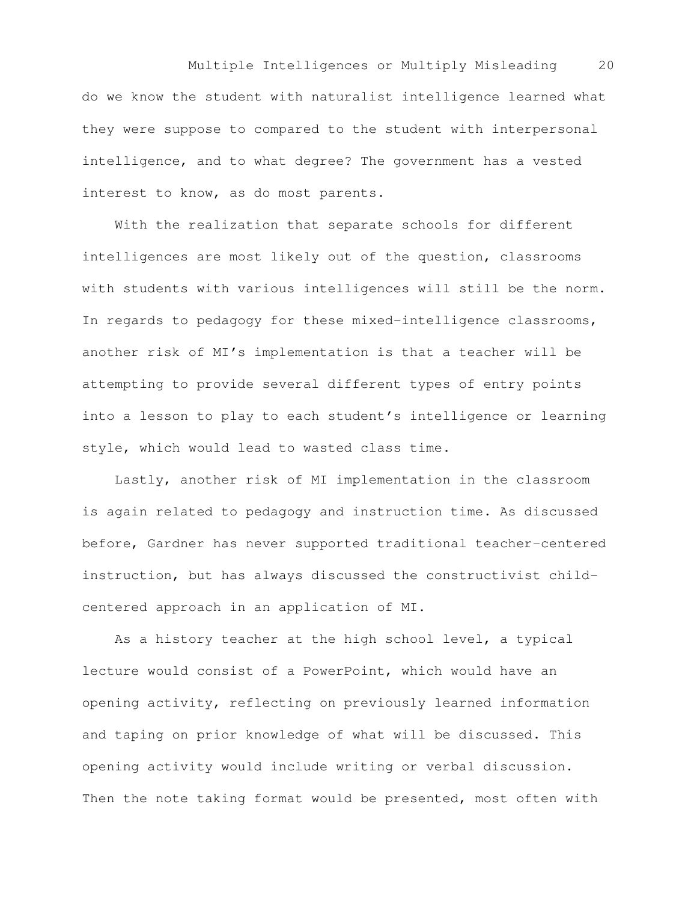do we know the student with naturalist intelligence learned what they were suppose to compared to the student with interpersonal intelligence, and to what degree? The government has a vested interest to know, as do most parents.

With the realization that separate schools for different intelligences are most likely out of the question, classrooms with students with various intelligences will still be the norm. In regards to pedagogy for these mixed-intelligence classrooms, another risk of MI's implementation is that a teacher will be attempting to provide several different types of entry points into a lesson to play to each student's intelligence or learning style, which would lead to wasted class time.

Lastly, another risk of MI implementation in the classroom is again related to pedagogy and instruction time. As discussed before, Gardner has never supported traditional teacher-centered instruction, but has always discussed the constructivist child-centered approach in an application of MI.

As a history teacher at the high school level, a typical lecture would consist of a PowerPoint, which would have an opening activity, reflecting on previously learned information and taping on prior knowledge of what will be discussed. This opening activity would include writing or verbal discussion. Then the note taking format would be presented, most often with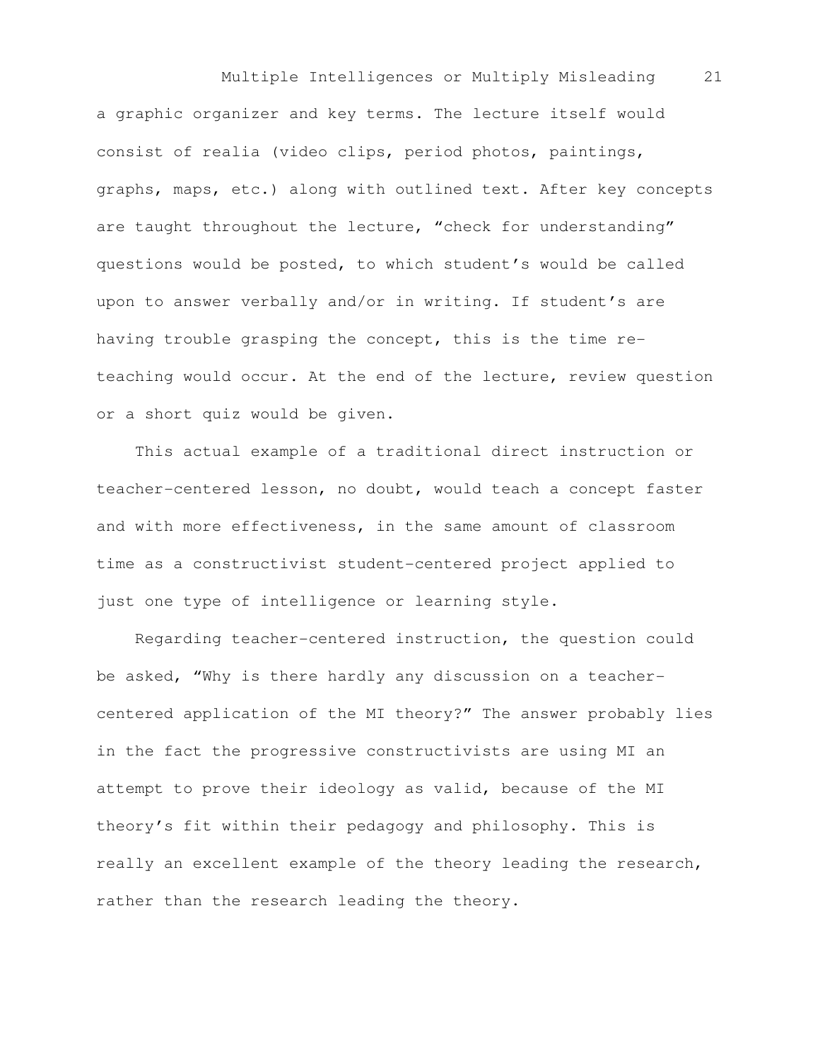a graphic organizer and key terms. The lecture itself would consist of realia (video clips, period photos, paintings, graphs, maps, etc.) along with outlined text. After key concepts are taught throughout the lecture, "check for understanding" questions would be posted, to which student's would be called upon to answer verbally and/or in writing. If student's are having trouble grasping the concept, this is the time re-teaching would occur. At the end of the lecture, review question or a short quiz would be given.

This actual example of a traditional direct instruction or teacher-centered lesson, no doubt, would teach a concept faster and with more effectiveness, in the same amount of classroom time as a constructivist student-centered project applied to just one type of intelligence or learning style.

Regarding teacher-centered instruction, the question could be asked, "Why is there hardly any discussion on a teacher-centered application of the MI theory?" The answer probably lies in the fact the progressive constructivists are using MI an attempt to prove their ideology as valid, because of the MI theory's fit within their pedagogy and philosophy. This is really an excellent example of the theory leading the research, rather than the research leading the theory.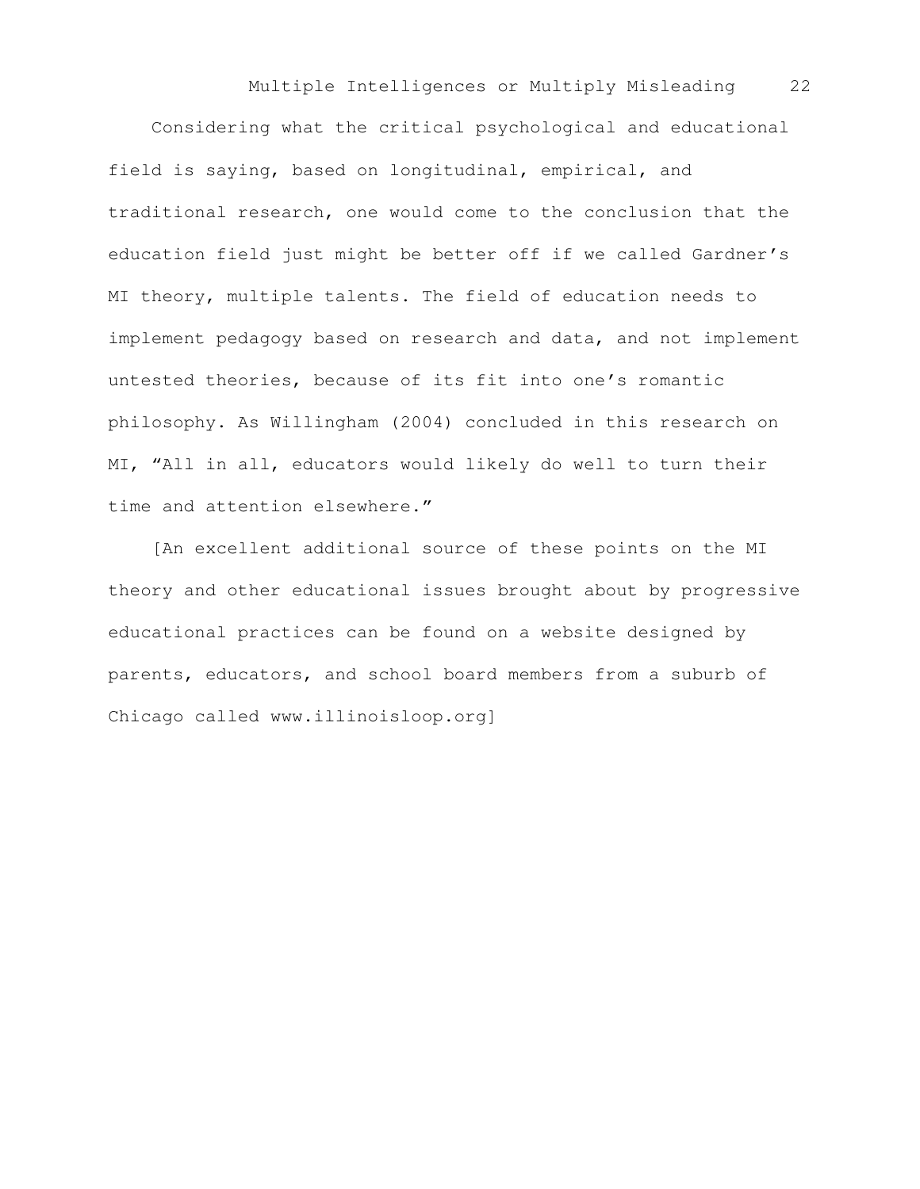Considering what the critical psychological and educational field is saying, based on longitudinal, empirical, and traditional research, one would come to the conclusion that the education field just might be better off if we called Gardner's MI theory, multiple talents. The field of education needs to implement pedagogy based on research and data, and not implement untested theories, because of its fit into one's romantic philosophy. As Willingham (2004) concluded in this research on MI, "All in all, educators would likely do well to turn their time and attention elsewhere."

[An excellent additional source of these points on the MI theory and other educational issues brought about by progressive educational practices can be found on a website designed by parents, educators, and school board members from a suburb of Chicago called www.illinoisloop.org]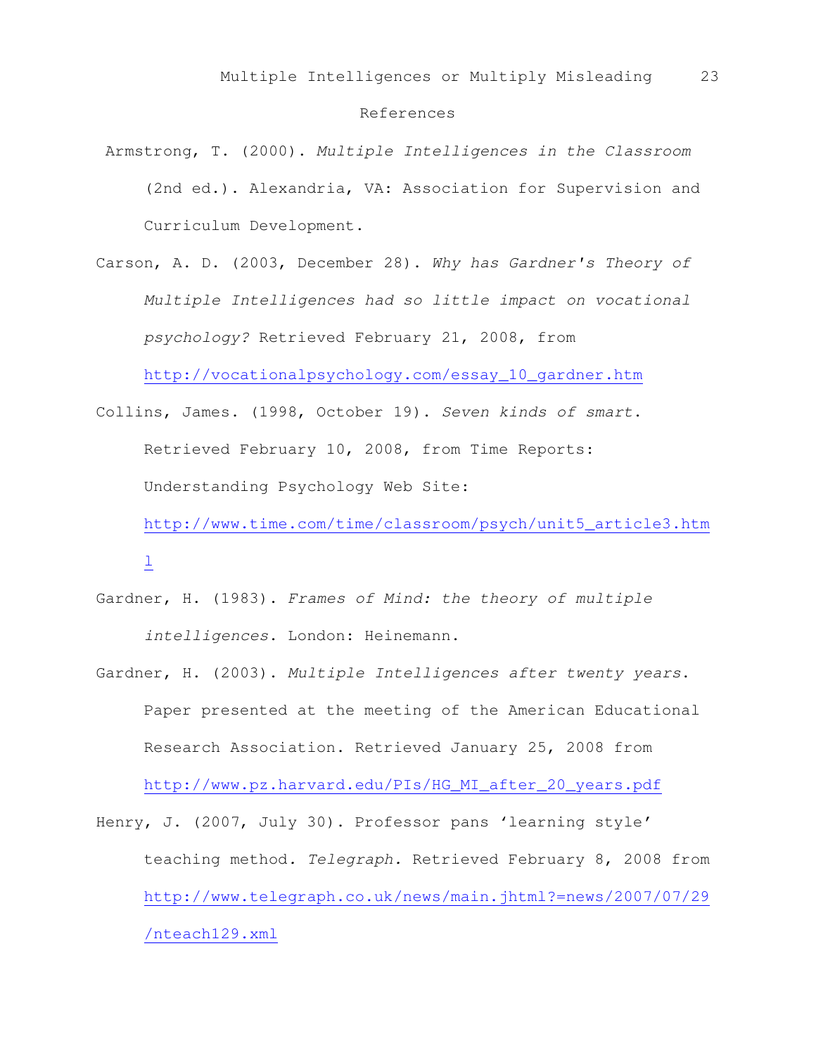# References

Armstrong, T. (2000). *Multiple Intelligences in the Classroom* (2nd ed.). Alexandria, VA: Association for Supervision and Curriculum Development.

Carson, A. D. (2003, December 28). *Why has Gardner's Theory of Multiple Intelligences had so little impact on vocational psychology?* Retrieved February 21, 2008, from http://vocationalpsychology.com/essay_10_gardner.htm

Collins, James. (1998, October 19). *Seven kinds of smart*. Retrieved February 10, 2008, from Time Reports: Understanding Psychology Web Site: http://www.time.com/time/classroom/psych/unit5_article3.html

Gardner, H. (1983). *Frames of Mind: the theory of multiple intelligences*. London: Heinemann.

Gardner, H. (2003). *Multiple Intelligences after twenty years*. Paper presented at the meeting of the American Educational Research Association. Retrieved January 25, 2008 from http://www.pz.harvard.edu/PIs/HG_MI_after_20_years.pdf

Henry, J. (2007, July 30). Professor pans 'learning style' teaching method. *Telegraph*. Retrieved February 8, 2008 from http://www.telegraph.co.uk/news/main.jhtml?=news/2007/07/29/nteach129.xml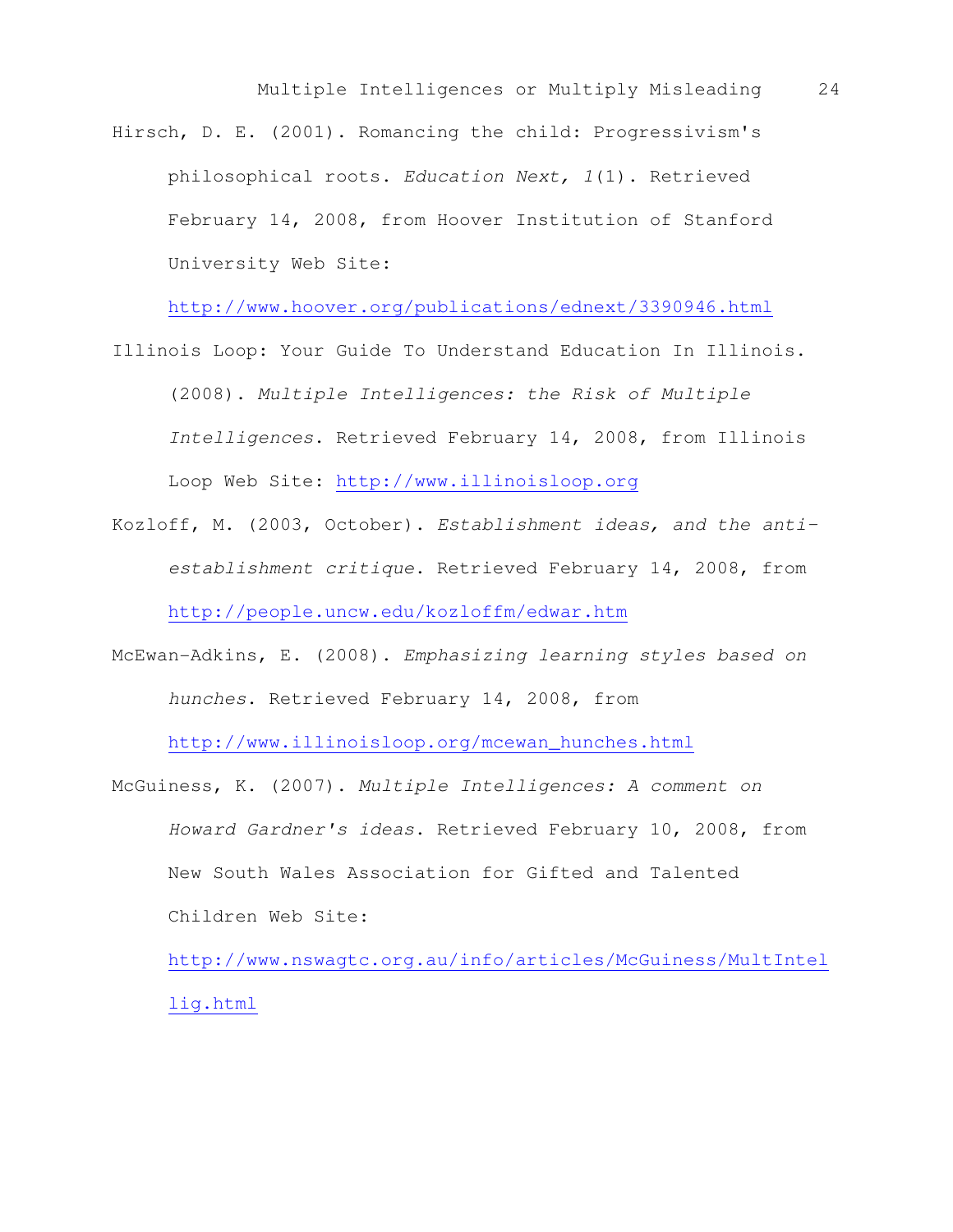Hirsch, D. E. (2001). Romancing the child: Progressivism's philosophical roots. *Education Next, 1*(1). Retrieved February 14, 2008, from Hoover Institution of Stanford University Web Site: http://www.hoover.org/publications/ednext/3390946.html

Illinois Loop: Your Guide To Understand Education In Illinois. (2008). *Multiple Intelligences: the Risk of Multiple Intelligences*. Retrieved February 14, 2008, from Illinois Loop Web Site: http://www.illinoisloop.org

Kozloff, M. (2003, October). *Establishment ideas, and the anti-establishment critique*. Retrieved February 14, 2008, from http://people.uncw.edu/kozloffm/edwar.htm

McEwan-Adkins, E. (2008). *Emphasizing learning styles based on hunches*. Retrieved February 14, 2008, from http://www.illinoisloop.org/mcewan_hunches.html

McGuiness, K. (2007). *Multiple Intelligences: A comment on Howard Gardner's ideas*. Retrieved February 10, 2008, from New South Wales Association for Gifted and Talented Children Web Site: http://www.nswagtc.org.au/info/articles/McGuiness/MultIntellig.html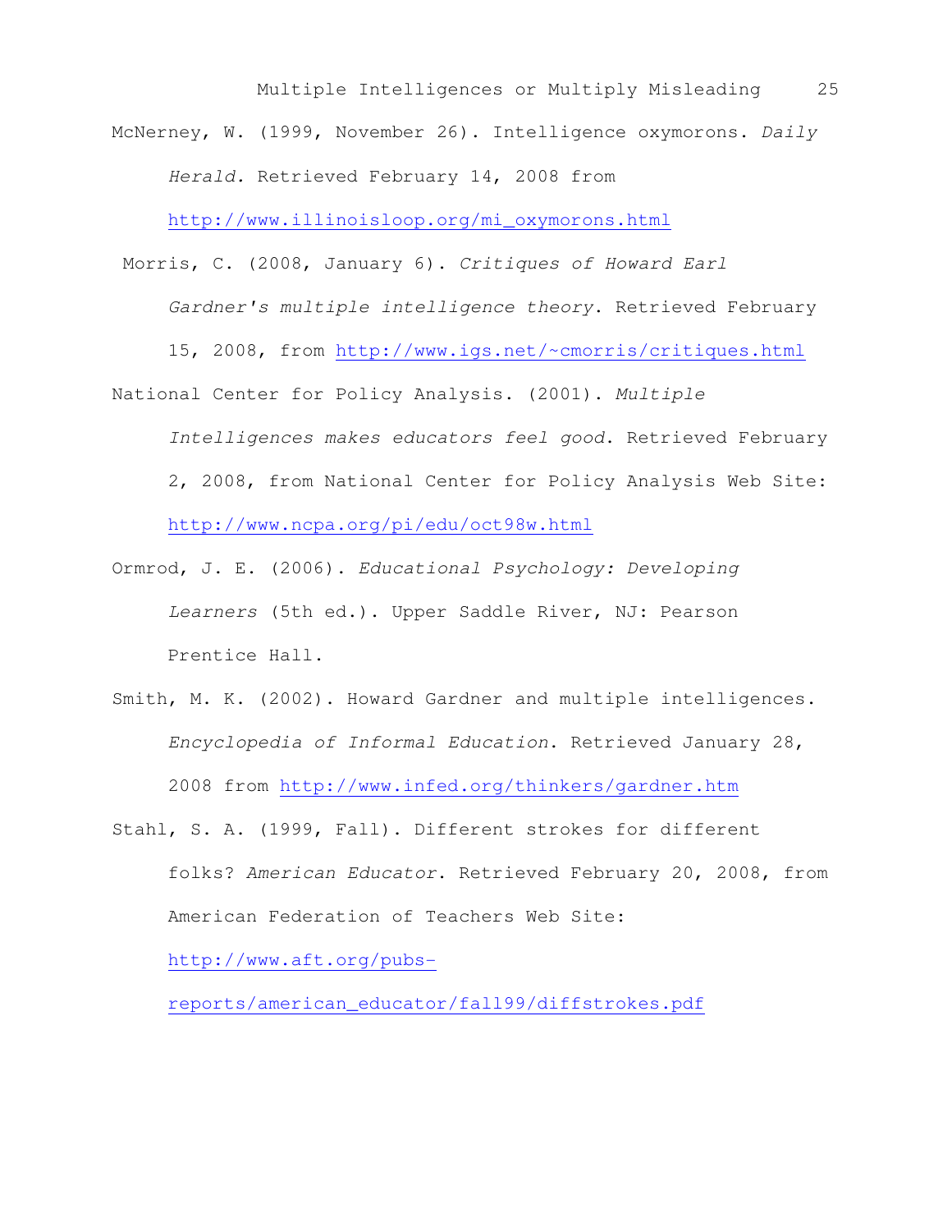McNerney, W. (1999, November 26). Intelligence oxymorons. *Daily Herald*. Retrieved February 14, 2008 from http://www.illinoisloop.org/mi_oxymorons.html

Morris, C. (2008, January 6). *Critiques of Howard Earl Gardner's multiple intelligence theory*. Retrieved February 15, 2008, from http://www.igs.net/~cmorris/critiques.html

National Center for Policy Analysis. (2001). *Multiple Intelligences makes educators feel good*. Retrieved February 2, 2008, from National Center for Policy Analysis Web Site: http://www.ncpa.org/pi/edu/oct98w.html

Ormrod, J. E. (2006). *Educational Psychology: Developing Learners* (5th ed.). Upper Saddle River, NJ: Pearson Prentice Hall.

Smith, M. K. (2002). Howard Gardner and multiple intelligences. *Encyclopedia of Informal Education*. Retrieved January 28, 2008 from http://www.infed.org/thinkers/gardner.htm

Stahl, S. A. (1999, Fall). Different strokes for different folks? *American Educator*. Retrieved February 20, 2008, from American Federation of Teachers Web Site: http://www.aft.org/pubs-reports/american_educator/fall99/diffstrokes.pdf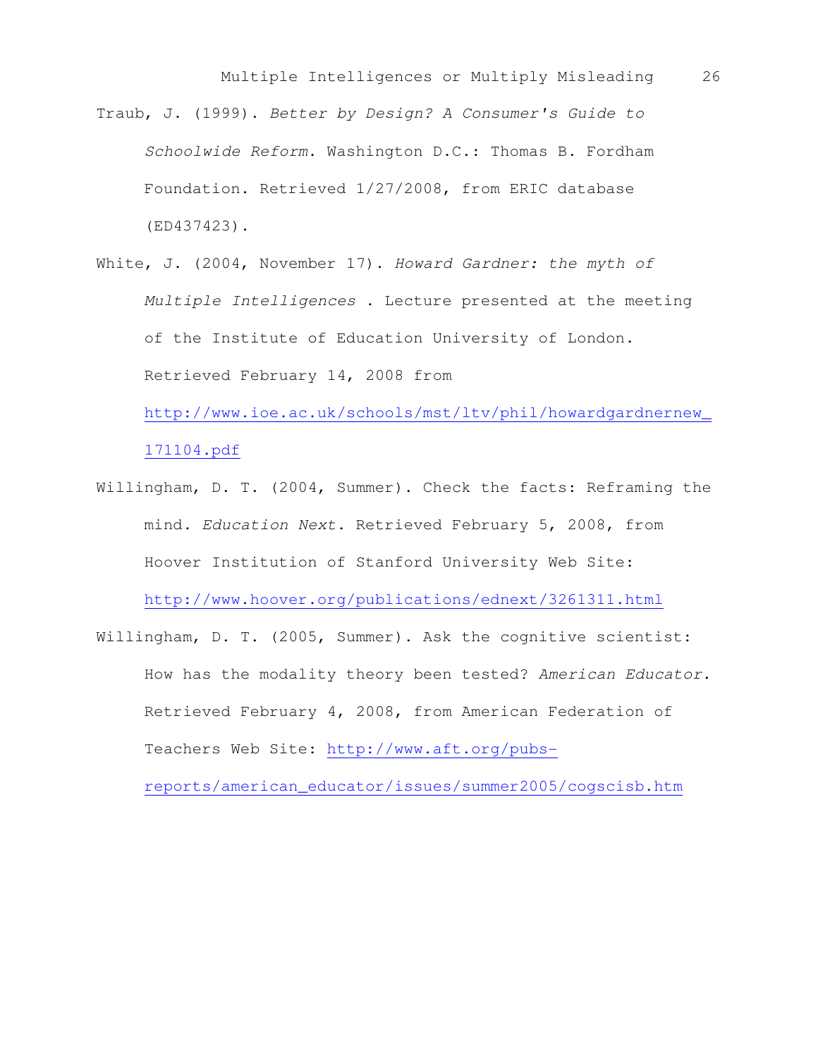Traub, J. (1999). *Better by Design? A Consumer's Guide to Schoolwide Reform*. Washington D.C.: Thomas B. Fordham Foundation. Retrieved 1/27/2008, from ERIC database (ED437423).

White, J. (2004, November 17). *Howard Gardner: the myth of Multiple Intelligences* . Lecture presented at the meeting of the Institute of Education University of London. Retrieved February 14, 2008 from http://www.ioe.ac.uk/schools/mst/ltv/phil/howardgardnernew_171104.pdf

Willingham, D. T. (2004, Summer). Check the facts: Reframing the mind. *Education Next*. Retrieved February 5, 2008, from Hoover Institution of Stanford University Web Site: http://www.hoover.org/publications/ednext/3261311.html

Willingham, D. T. (2005, Summer). Ask the cognitive scientist: How has the modality theory been tested? *American Educator.* Retrieved February 4, 2008, from American Federation of Teachers Web Site: http://www.aft.org/pubs-reports/american_educator/issues/summer2005/cogscisb.htm